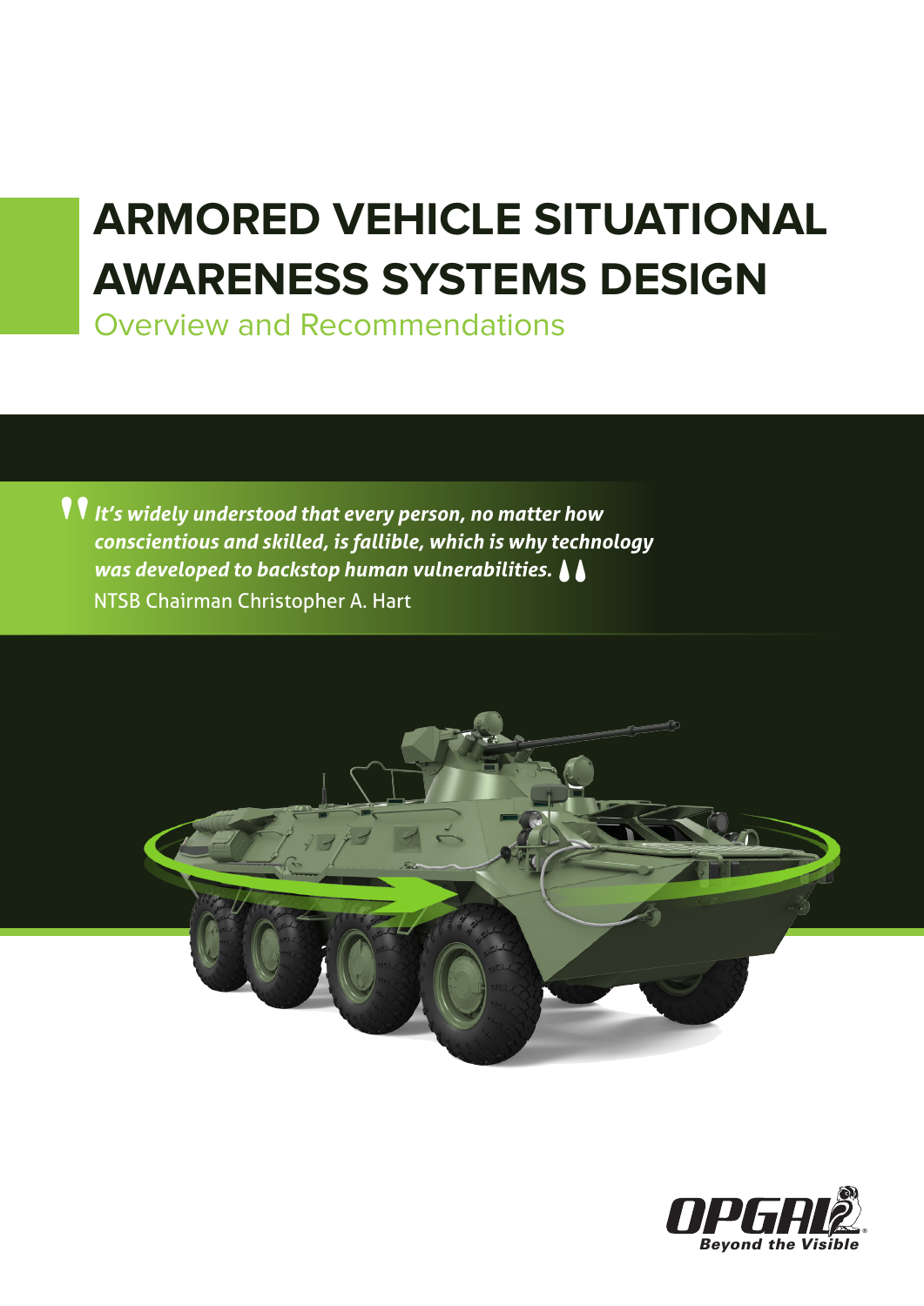# ARMORED VEHICLE SITUATIONAL AWARENESS SYSTEMS DESIGN

## Overview and Recommendations

> ***It's widely understood that every person, no matter how conscientious and skilled, is fallible, which is why technology was developed to backstop human vulnerabilities.***
>
> NTSB Chairman Christopher A. Hart

OPGAL
Beyond the Visible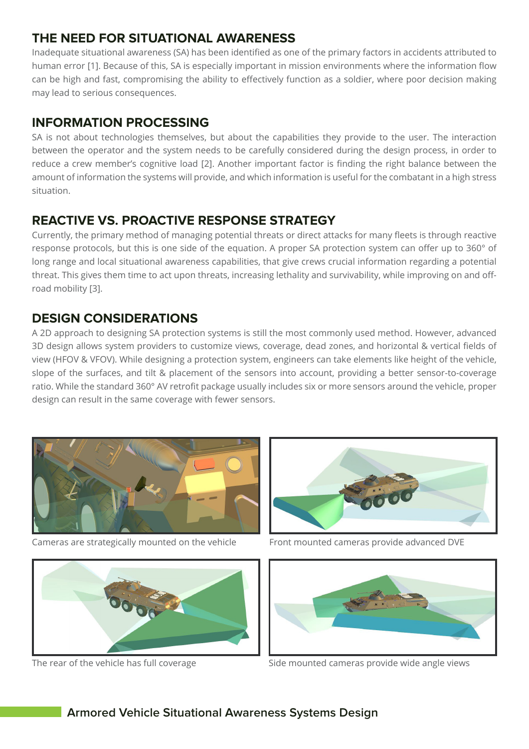## THE NEED FOR SITUATIONAL AWARENESS

Inadequate situational awareness (SA) has been identified as one of the primary factors in accidents attributed to human error [1]. Because of this, SA is especially important in mission environments where the information flow can be high and fast, compromising the ability to effectively function as a soldier, where poor decision making may lead to serious consequences.

## INFORMATION PROCESSING

SA is not about technologies themselves, but about the capabilities they provide to the user. The interaction between the operator and the system needs to be carefully considered during the design process, in order to reduce a crew member's cognitive load [2]. Another important factor is finding the right balance between the amount of information the systems will provide, and which information is useful for the combatant in a high stress situation.

## REACTIVE VS. PROACTIVE RESPONSE STRATEGY

Currently, the primary method of managing potential threats or direct attacks for many fleets is through reactive response protocols, but this is one side of the equation. A proper SA protection system can offer up to 360° of long range and local situational awareness capabilities, that give crews crucial information regarding a potential threat. This gives them time to act upon threats, increasing lethality and survivability, while improving on and off-road mobility [3].

## DESIGN CONSIDERATIONS

A 2D approach to designing SA protection systems is still the most commonly used method. However, advanced 3D design allows system providers to customize views, coverage, dead zones, and horizontal & vertical fields of view (HFOV & VFOV). While designing a protection system, engineers can take elements like height of the vehicle, slope of the surfaces, and tilt & placement of the sensors into account, providing a better sensor-to-coverage ratio. While the standard 360° AV retrofit package usually includes six or more sensors around the vehicle, proper design can result in the same coverage with fewer sensors.

Cameras are strategically mounted on the vehicle

Front mounted cameras provide advanced DVE

The rear of the vehicle has full coverage

Side mounted cameras provide wide angle views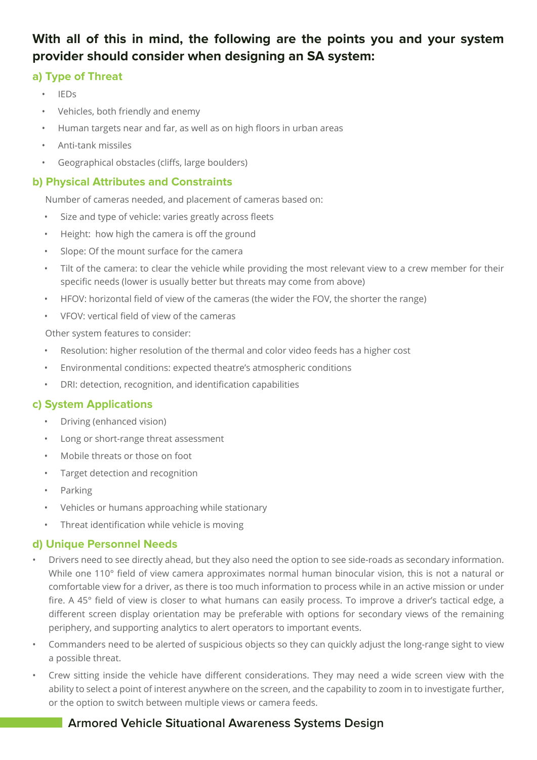**With all of this in mind, the following are the points you and your system provider should consider when designing an SA system:**

### a) Type of Threat

- IEDs
- Vehicles, both friendly and enemy
- Human targets near and far, as well as on high floors in urban areas
- Anti-tank missiles
- Geographical obstacles (cliffs, large boulders)

### b) Physical Attributes and Constraints

Number of cameras needed, and placement of cameras based on:

- Size and type of vehicle: varies greatly across fleets
- Height: how high the camera is off the ground
- Slope: Of the mount surface for the camera
- Tilt of the camera: to clear the vehicle while providing the most relevant view to a crew member for their specific needs (lower is usually better but threats may come from above)
- HFOV: horizontal field of view of the cameras (the wider the FOV, the shorter the range)
- VFOV: vertical field of view of the cameras

Other system features to consider:

- Resolution: higher resolution of the thermal and color video feeds has a higher cost
- Environmental conditions: expected theatre's atmospheric conditions
- DRI: detection, recognition, and identification capabilities

### c) System Applications

- Driving (enhanced vision)
- Long or short-range threat assessment
- Mobile threats or those on foot
- Target detection and recognition
- Parking
- Vehicles or humans approaching while stationary
- Threat identification while vehicle is moving

### d) Unique Personnel Needs

- Drivers need to see directly ahead, but they also need the option to see side-roads as secondary information. While one 110° field of view camera approximates normal human binocular vision, this is not a natural or comfortable view for a driver, as there is too much information to process while in an active mission or under fire. A 45° field of view is closer to what humans can easily process. To improve a driver's tactical edge, a different screen display orientation may be preferable with options for secondary views of the remaining periphery, and supporting analytics to alert operators to important events.
- Commanders need to be alerted of suspicious objects so they can quickly adjust the long-range sight to view a possible threat.
- Crew sitting inside the vehicle have different considerations. They may need a wide screen view with the ability to select a point of interest anywhere on the screen, and the capability to zoom in to investigate further, or the option to switch between multiple views or camera feeds.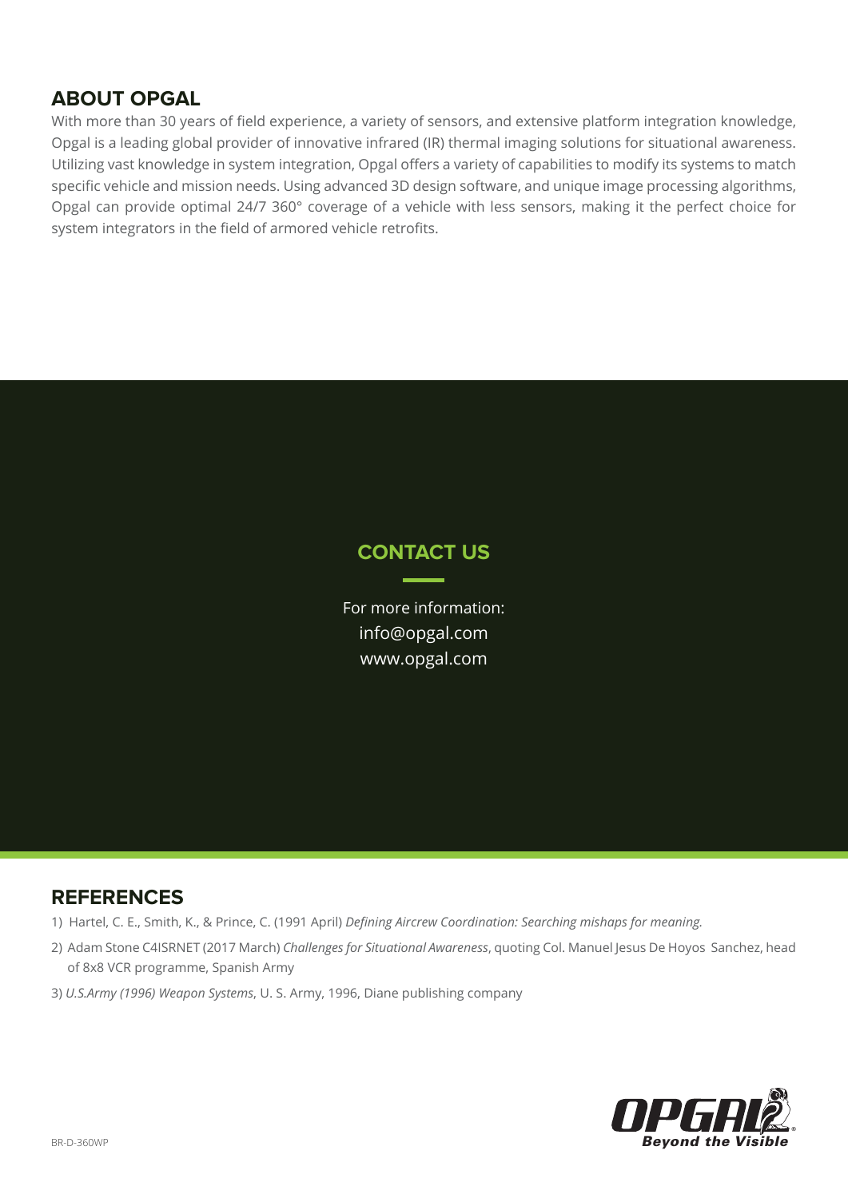## ABOUT OPGAL

With more than 30 years of field experience, a variety of sensors, and extensive platform integration knowledge, Opgal is a leading global provider of innovative infrared (IR) thermal imaging solutions for situational awareness. Utilizing vast knowledge in system integration, Opgal offers a variety of capabilities to modify its systems to match specific vehicle and mission needs. Using advanced 3D design software, and unique image processing algorithms, Opgal can provide optimal 24/7 360° coverage of a vehicle with less sensors, making it the perfect choice for system integrators in the field of armored vehicle retrofits.

## CONTACT US

For more information:
info@opgal.com
www.opgal.com

## REFERENCES

1) Hartel, C. E., Smith, K., & Prince, C. (1991 April) *Defining Aircrew Coordination: Searching mishaps for meaning.*
2) Adam Stone C4ISRNET (2017 March) *Challenges for Situational Awareness*, quoting Col. Manuel Jesus De Hoyos Sanchez, head of 8x8 VCR programme, Spanish Army
3) *U.S.Army (1996) Weapon Systems*, U. S. Army, 1996, Diane publishing company

OPGAL
Beyond the Visible

BR-D-360WP